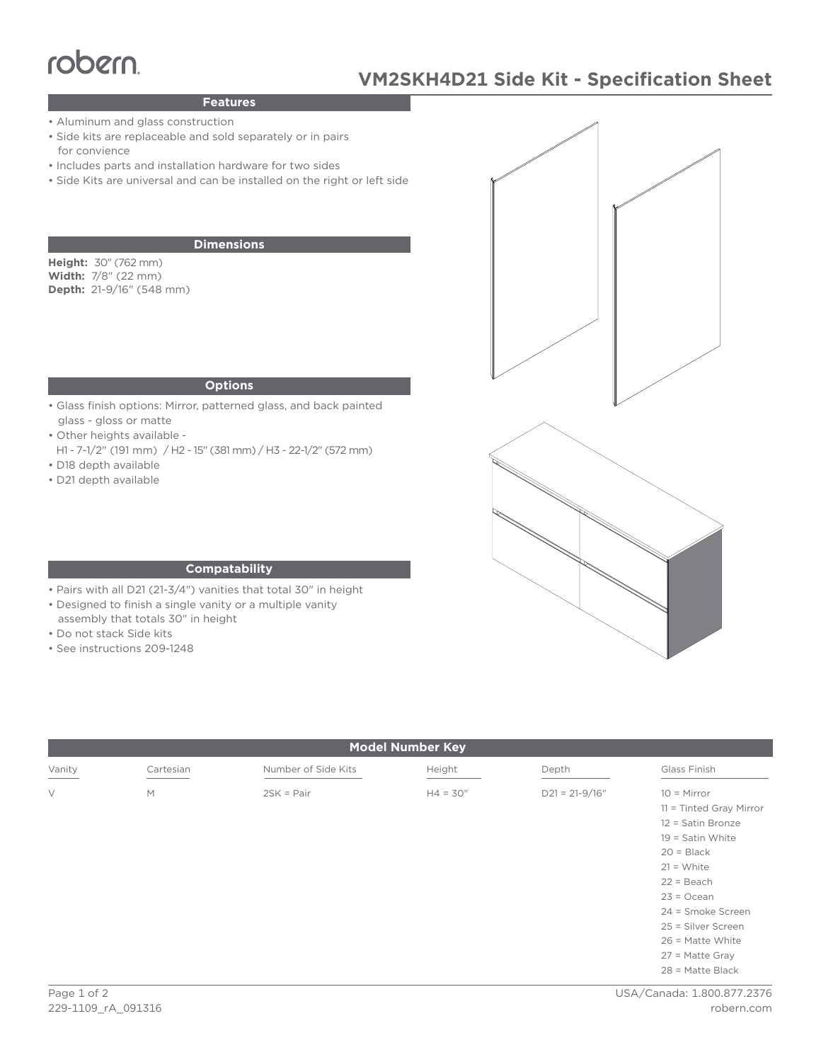robern

# VM2SKH4D21 Side Kit - Specification Sheet

## Features

- Aluminum and glass construction
- Side kits are replaceable and sold separately or in pairs for convience
- Includes parts and installation hardware for two sides
- Side Kits are universal and can be installed on the right or left side

## Dimensions

**Height:** 30" (762 mm)
**Width:** 7/8" (22 mm)
**Depth:** 21-9/16" (548 mm)

## Options

- Glass finish options: Mirror, patterned glass, and back painted glass - gloss or matte
- Other heights available - H1 - 7-1/2" (191 mm) / H2 - 15" (381 mm) / H3 - 22-1/2" (572 mm)
- D18 depth available
- D21 depth available

## Compatability

- Pairs with all D21 (21-3/4") vanities that total 30" in height
- Designed to finish a single vanity or a multiple vanity assembly that totals 30" in height
- Do not stack Side kits
- See instructions 209-1248

## Model Number Key

| Vanity | Cartesian | Number of Side Kits | Height | Depth | Glass Finish |
|---|---|---|---|---|---|
| V | M | 2SK = Pair | H4 = 30" | D21 = 21-9/16" | 10 = Mirror |
| | | | | | 11 = Tinted Gray Mirror |
| | | | | | 12 = Satin Bronze |
| | | | | | 19 = Satin White |
| | | | | | 20 = Black |
| | | | | | 21 = White |
| | | | | | 22 = Beach |
| | | | | | 23 = Ocean |
| | | | | | 24 = Smoke Screen |
| | | | | | 25 = Silver Screen |
| | | | | | 26 = Matte White |
| | | | | | 27 = Matte Gray |
| | | | | | 28 = Matte Black |

229-1109_rA_091316

USA/Canada: 1.800.877.2376
robern.com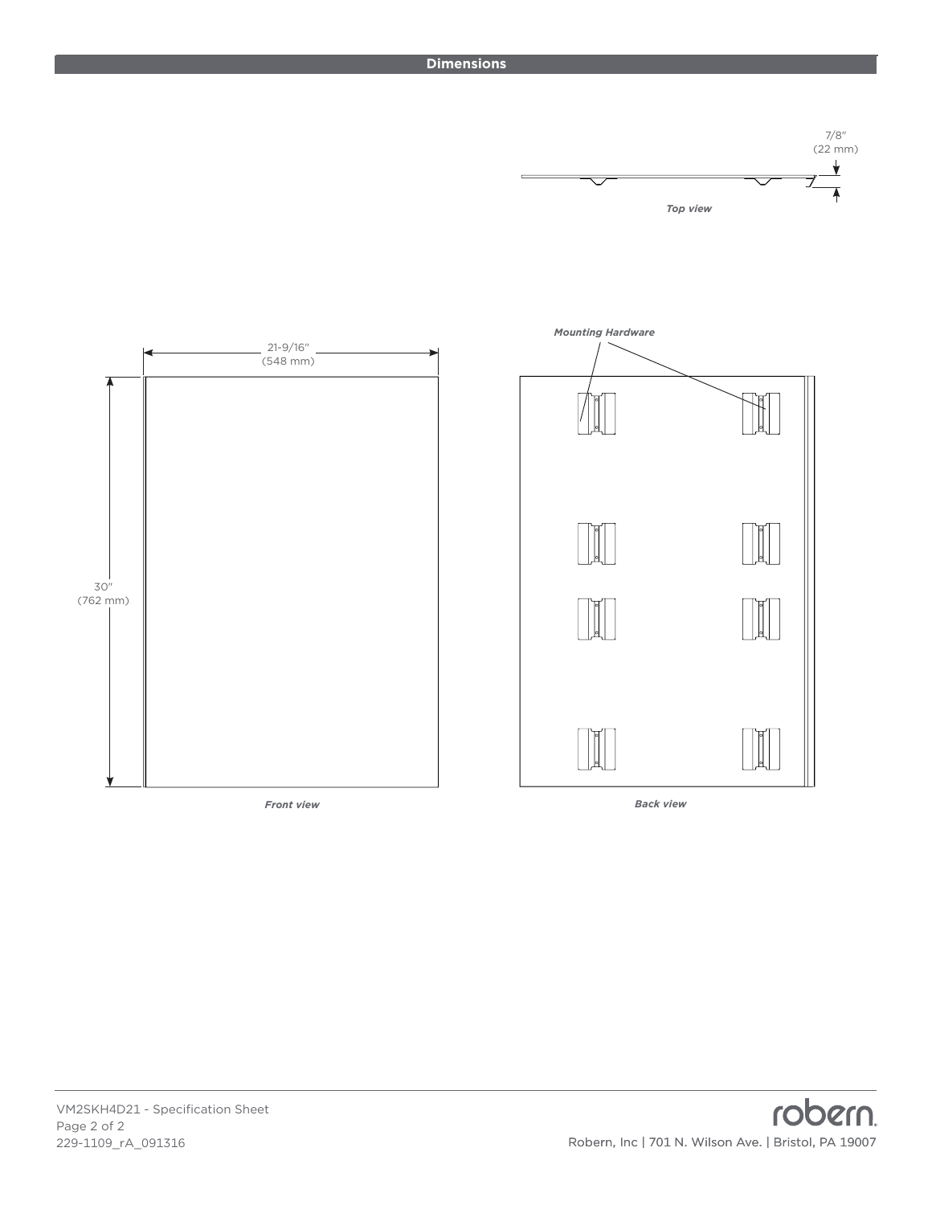## Dimensions

7/8″
(22 mm)

*Top view*

*Mounting Hardware*

21-9/16″
(548 mm)

30″
(762 mm)

*Front view*

*Back view*

VM2SKH4D21 - Specification Sheet
229-1109_rA_091316

Robern, Inc | 701 N. Wilson Ave. | Bristol, PA 19007